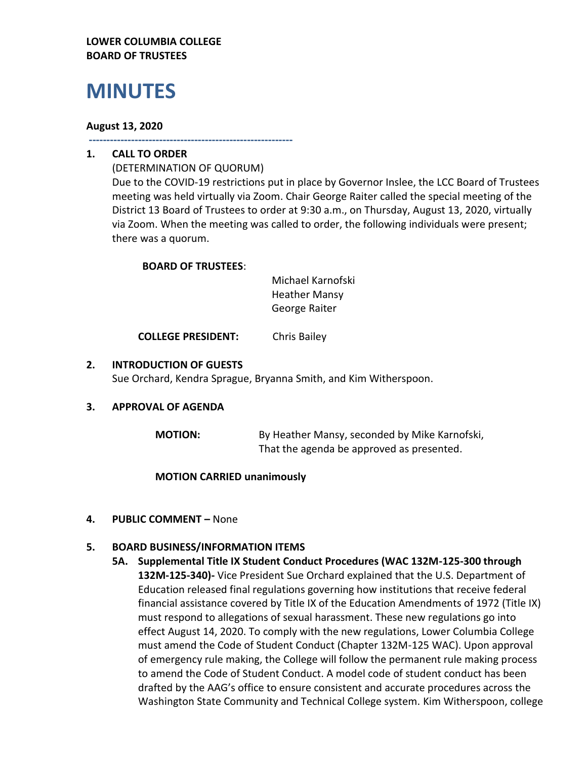**LOWER COLUMBIA COLLEGE**
**BOARD OF TRUSTEES**

# MINUTES

**August 13, 2020**

---

**1. CALL TO ORDER**

(DETERMINATION OF QUORUM)

Due to the COVID-19 restrictions put in place by Governor Inslee, the LCC Board of Trustees meeting was held virtually via Zoom. Chair George Raiter called the special meeting of the District 13 Board of Trustees to order at 9:30 a.m., on Thursday, August 13, 2020, virtually via Zoom. When the meeting was called to order, the following individuals were present; there was a quorum.

**BOARD OF TRUSTEES**:

Michael Karnofski
Heather Mansy
George Raiter

**COLLEGE PRESIDENT:** Chris Bailey

**2. INTRODUCTION OF GUESTS**

Sue Orchard, Kendra Sprague, Bryanna Smith, and Kim Witherspoon.

**3. APPROVAL OF AGENDA**

**MOTION:** By Heather Mansy, seconded by Mike Karnofski, That the agenda be approved as presented.

**MOTION CARRIED unanimously**

**4. PUBLIC COMMENT –** None

**5. BOARD BUSINESS/INFORMATION ITEMS**

**5A. Supplemental Title IX Student Conduct Procedures (WAC 132M-125-300 through 132M-125-340)-** Vice President Sue Orchard explained that the U.S. Department of Education released final regulations governing how institutions that receive federal financial assistance covered by Title IX of the Education Amendments of 1972 (Title IX) must respond to allegations of sexual harassment. These new regulations go into effect August 14, 2020. To comply with the new regulations, Lower Columbia College must amend the Code of Student Conduct (Chapter 132M-125 WAC). Upon approval of emergency rule making, the College will follow the permanent rule making process to amend the Code of Student Conduct. A model code of student conduct has been drafted by the AAG's office to ensure consistent and accurate procedures across the Washington State Community and Technical College system. Kim Witherspoon, college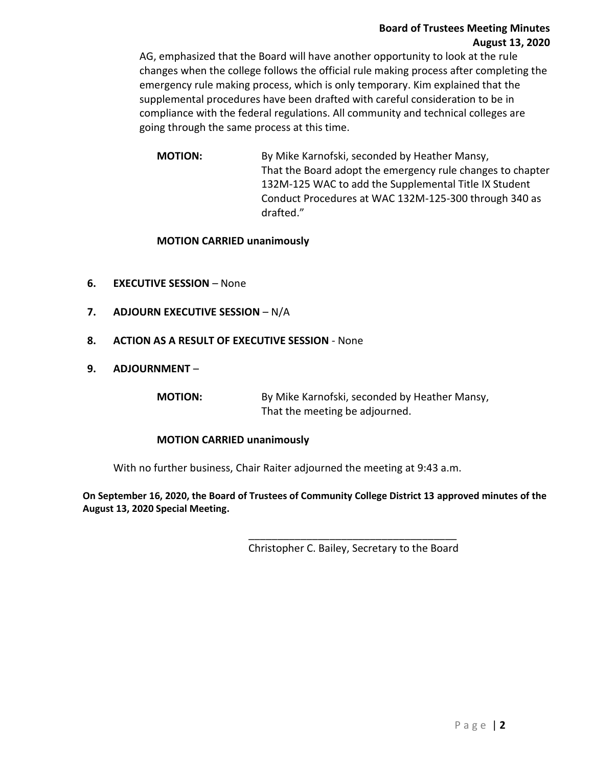AG, emphasized that the Board will have another opportunity to look at the rule changes when the college follows the official rule making process after completing the emergency rule making process, which is only temporary. Kim explained that the supplemental procedures have been drafted with careful consideration to be in compliance with the federal regulations. All community and technical colleges are going through the same process at this time.

**MOTION:** By Mike Karnofski, seconded by Heather Mansy, That the Board adopt the emergency rule changes to chapter 132M-125 WAC to add the Supplemental Title IX Student Conduct Procedures at WAC 132M-125-300 through 340 as drafted."

**MOTION CARRIED unanimously**

6. **EXECUTIVE SESSION** – None
7. **ADJOURN EXECUTIVE SESSION** – N/A
8. **ACTION AS A RESULT OF EXECUTIVE SESSION** - None
9. **ADJOURNMENT** –

**MOTION:** By Mike Karnofski, seconded by Heather Mansy, That the meeting be adjourned.

**MOTION CARRIED unanimously**

With no further business, Chair Raiter adjourned the meeting at 9:43 a.m.

**On September 16, 2020, the Board of Trustees of Community College District 13 approved minutes of the August 13, 2020 Special Meeting.**

\_\_\_\_\_\_\_\_\_\_\_\_\_\_\_\_\_\_\_\_\_\_\_\_\_\_\_\_\_\_\_\_\_\_\_\_\_

Christopher C. Bailey, Secretary to the Board